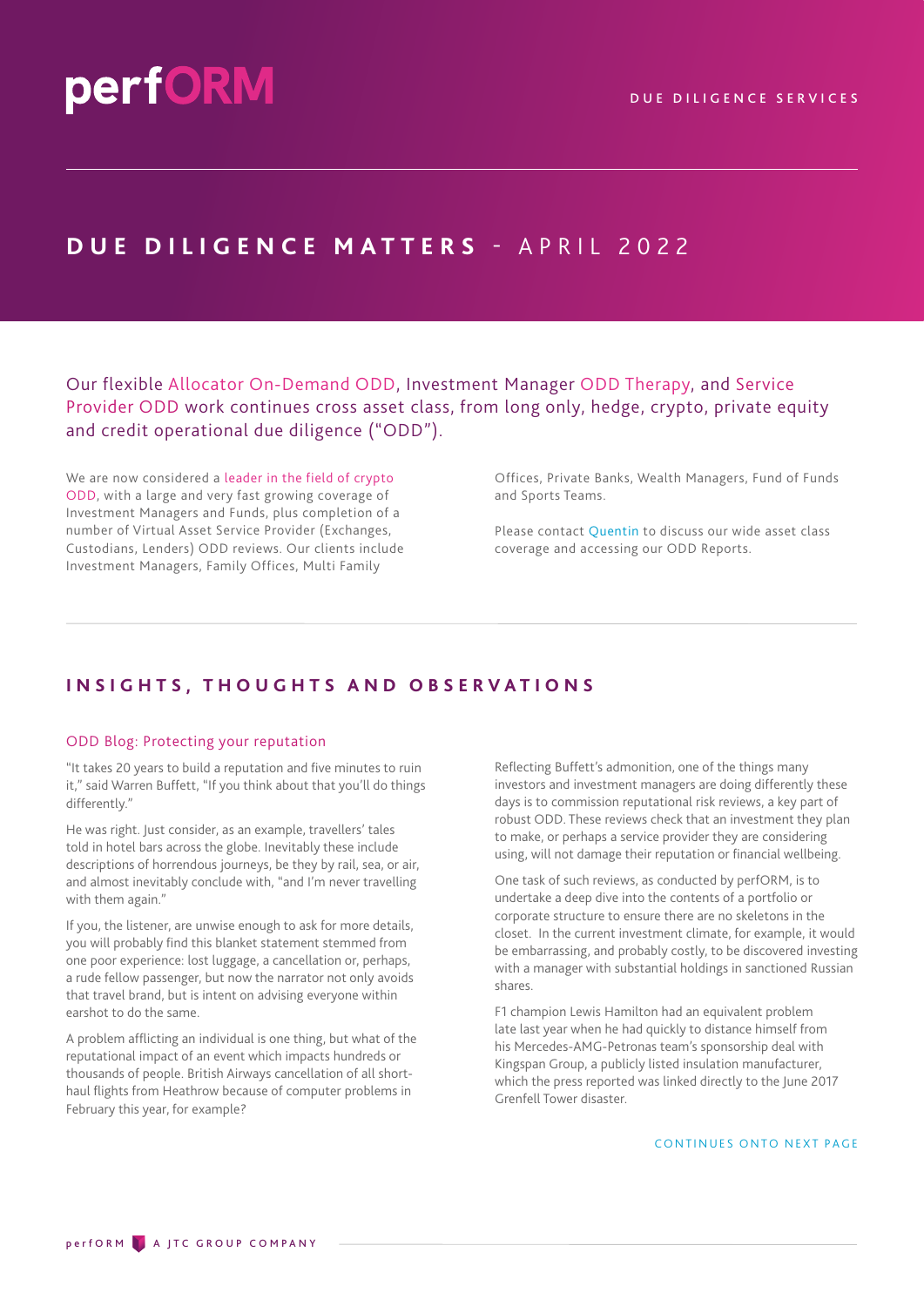perfORM

DUE DILIGENCE SERVICES

# DUE DILIGENCE MATTERS - APRIL 2022

Our flexible Allocator On-Demand ODD, Investment Manager ODD Therapy, and Service Provider ODD work continues cross asset class, from long only, hedge, crypto, private equity and credit operational due diligence ("ODD").

We are now considered a leader in the field of crypto ODD, with a large and very fast growing coverage of Investment Managers and Funds, plus completion of a number of Virtual Asset Service Provider (Exchanges, Custodians, Lenders) ODD reviews. Our clients include Investment Managers, Family Offices, Multi Family Offices, Private Banks, Wealth Managers, Fund of Funds and Sports Teams.

Please contact Quentin to discuss our wide asset class coverage and accessing our ODD Reports.

## INSIGHTS, THOUGHTS AND OBSERVATIONS

### ODD Blog: Protecting your reputation

"It takes 20 years to build a reputation and five minutes to ruin it," said Warren Buffett, "If you think about that you'll do things differently."

He was right. Just consider, as an example, travellers' tales told in hotel bars across the globe. Inevitably these include descriptions of horrendous journeys, be they by rail, sea, or air, and almost inevitably conclude with, "and I'm never travelling with them again."

If you, the listener, are unwise enough to ask for more details, you will probably find this blanket statement stemmed from one poor experience: lost luggage, a cancellation or, perhaps, a rude fellow passenger, but now the narrator not only avoids that travel brand, but is intent on advising everyone within earshot to do the same.

A problem afflicting an individual is one thing, but what of the reputational impact of an event which impacts hundreds or thousands of people. British Airways cancellation of all short-haul flights from Heathrow because of computer problems in February this year, for example?

Reflecting Buffett's admonition, one of the things many investors and investment managers are doing differently these days is to commission reputational risk reviews, a key part of robust ODD. These reviews check that an investment they plan to make, or perhaps a service provider they are considering using, will not damage their reputation or financial wellbeing.

One task of such reviews, as conducted by perfORM, is to undertake a deep dive into the contents of a portfolio or corporate structure to ensure there are no skeletons in the closet. In the current investment climate, for example, it would be embarrassing, and probably costly, to be discovered investing with a manager with substantial holdings in sanctioned Russian shares.

F1 champion Lewis Hamilton had an equivalent problem late last year when he had quickly to distance himself from his Mercedes-AMG-Petronas team's sponsorship deal with Kingspan Group, a publicly listed insulation manufacturer, which the press reported was linked directly to the June 2017 Grenfell Tower disaster.

CONTINUES ONTO NEXT PAGE

perfORM A JTC GROUP COMPANY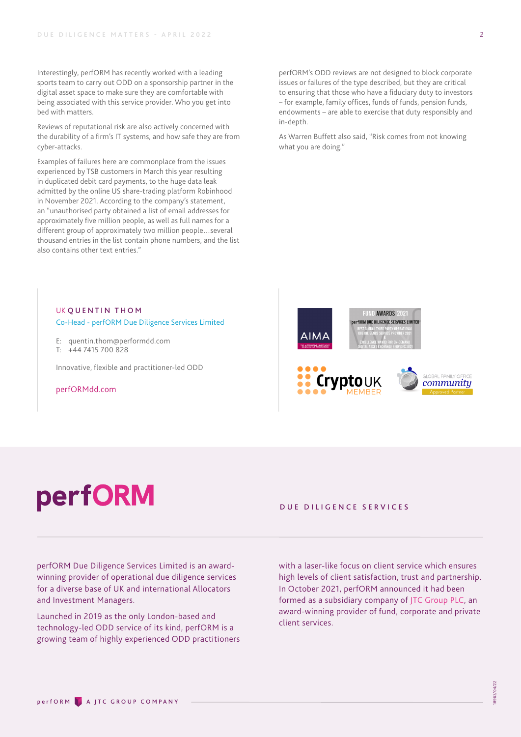Interestingly, perfORM has recently worked with a leading sports team to carry out ODD on a sponsorship partner in the digital asset space to make sure they are comfortable with being associated with this service provider. Who you get into bed with matters.

Reviews of reputational risk are also actively concerned with the durability of a firm's IT systems, and how safe they are from cyber-attacks.

Examples of failures here are commonplace from the issues experienced by TSB customers in March this year resulting in duplicated debit card payments, to the huge data leak admitted by the online US share-trading platform Robinhood in November 2021. According to the company's statement, an "unauthorised party obtained a list of email addresses for approximately five million people, as well as full names for a different group of approximately two million people…several thousand entries in the list contain phone numbers, and the list also contains other text entries."

perfORM's ODD reviews are not designed to block corporate issues or failures of the type described, but they are critical to ensuring that those who have a fiduciary duty to investors – for example, family offices, funds of funds, pension funds, endowments – are able to exercise that duty responsibly and in-depth.

As Warren Buffett also said, "Risk comes from not knowing what you are doing."

UK **QUENTIN THOM**

Co-Head - perfORM Due Diligence Services Limited

E: quentin.thom@performdd.com
T: +44 7415 700 828

Innovative, flexible and practitioner-led ODD

perfORMdd.com

AIMA

FUND AWARDS 2021
perfORM DUE DILIGENCE SERVICES LIMITED
BEST GLOBAL THIRD PARTY OPERATIONAL DUE DILIGENCE SERVICE PROVIDER 2021
&
EXCELLENCE AWARD FOR ON-DEMAND DIGITAL ASSET EXCHANGE SERVICES 2021

CryptoUK MEMBER

GLOBAL FAMILY OFFICE community Approved Partner

# perfORM

## DUE DILIGENCE SERVICES

perfORM Due Diligence Services Limited is an award-winning provider of operational due diligence services for a diverse base of UK and international Allocators and Investment Managers.

Launched in 2019 as the only London-based and technology-led ODD service of its kind, perfORM is a growing team of highly experienced ODD practitioners with a laser-like focus on client service which ensures high levels of client satisfaction, trust and partnership. In October 2021, perfORM announced it had been formed as a subsidiary company of JTC Group PLC, an award-winning provider of fund, corporate and private client services.

perfORM A JTC GROUP COMPANY

18963/04/22